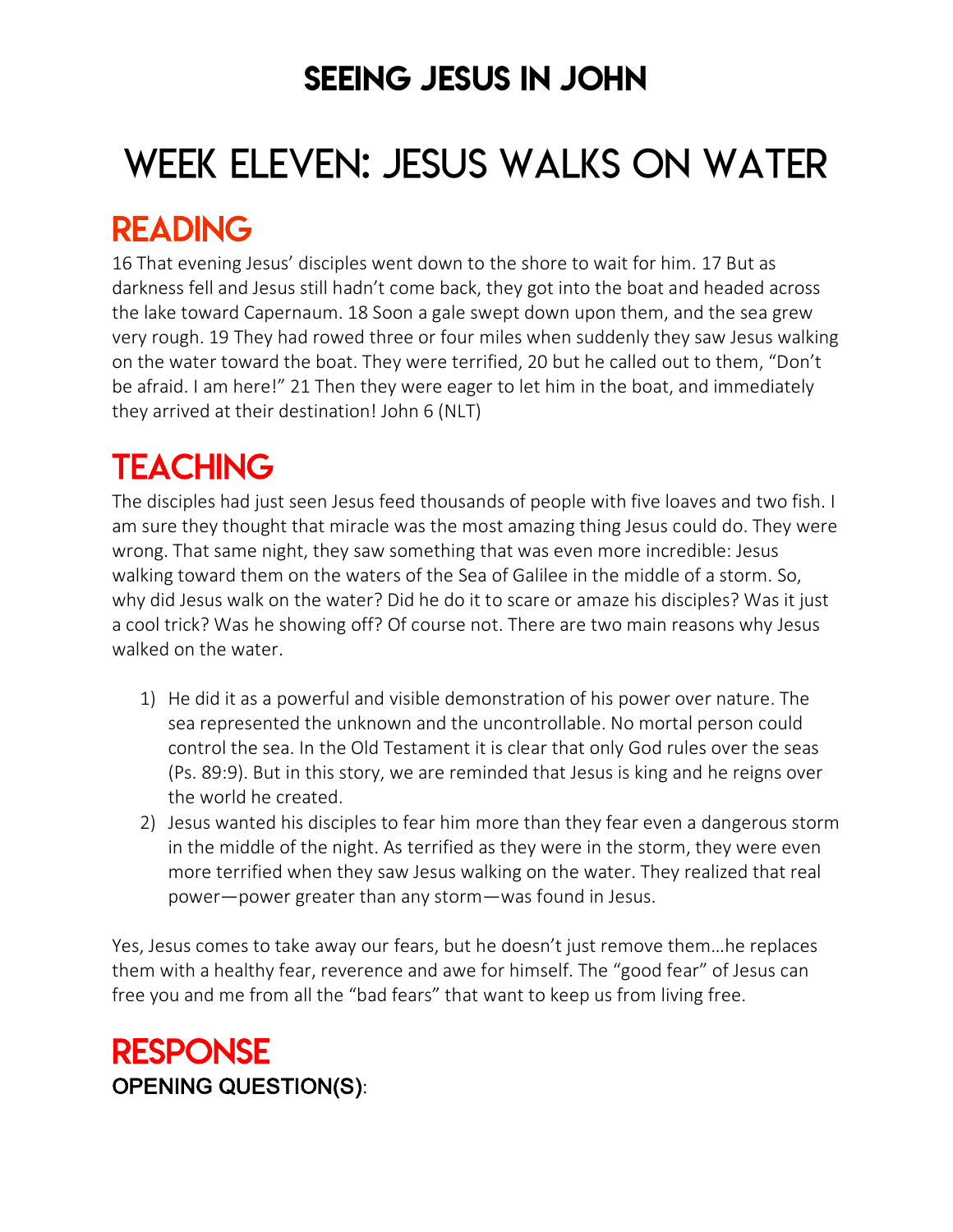# SEEING JESUS IN JOHN

# WEEK ELEVEN: JESUS WALKS ON WATER

## READING

16 That evening Jesus' disciples went down to the shore to wait for him. 17 But as darkness fell and Jesus still hadn't come back, they got into the boat and headed across the lake toward Capernaum. 18 Soon a gale swept down upon them, and the sea grew very rough. 19 They had rowed three or four miles when suddenly they saw Jesus walking on the water toward the boat. They were terrified, 20 but he called out to them, "Don't be afraid. I am here!" 21 Then they were eager to let him in the boat, and immediately they arrived at their destination! John 6 (NLT)

## TEACHING

The disciples had just seen Jesus feed thousands of people with five loaves and two fish. I am sure they thought that miracle was the most amazing thing Jesus could do. They were wrong. That same night, they saw something that was even more incredible: Jesus walking toward them on the waters of the Sea of Galilee in the middle of a storm. So, why did Jesus walk on the water? Did he do it to scare or amaze his disciples? Was it just a cool trick? Was he showing off? Of course not. There are two main reasons why Jesus walked on the water.

1) He did it as a powerful and visible demonstration of his power over nature. The sea represented the unknown and the uncontrollable. No mortal person could control the sea. In the Old Testament it is clear that only God rules over the seas (Ps. 89:9). But in this story, we are reminded that Jesus is king and he reigns over the world he created.
2) Jesus wanted his disciples to fear him more than they fear even a dangerous storm in the middle of the night. As terrified as they were in the storm, they were even more terrified when they saw Jesus walking on the water. They realized that real power—power greater than any storm—was found in Jesus.

Yes, Jesus comes to take away our fears, but he doesn't just remove them…he replaces them with a healthy fear, reverence and awe for himself. The "good fear" of Jesus can free you and me from all the "bad fears" that want to keep us from living free.

## RESPONSE

**OPENING QUESTION(S)**: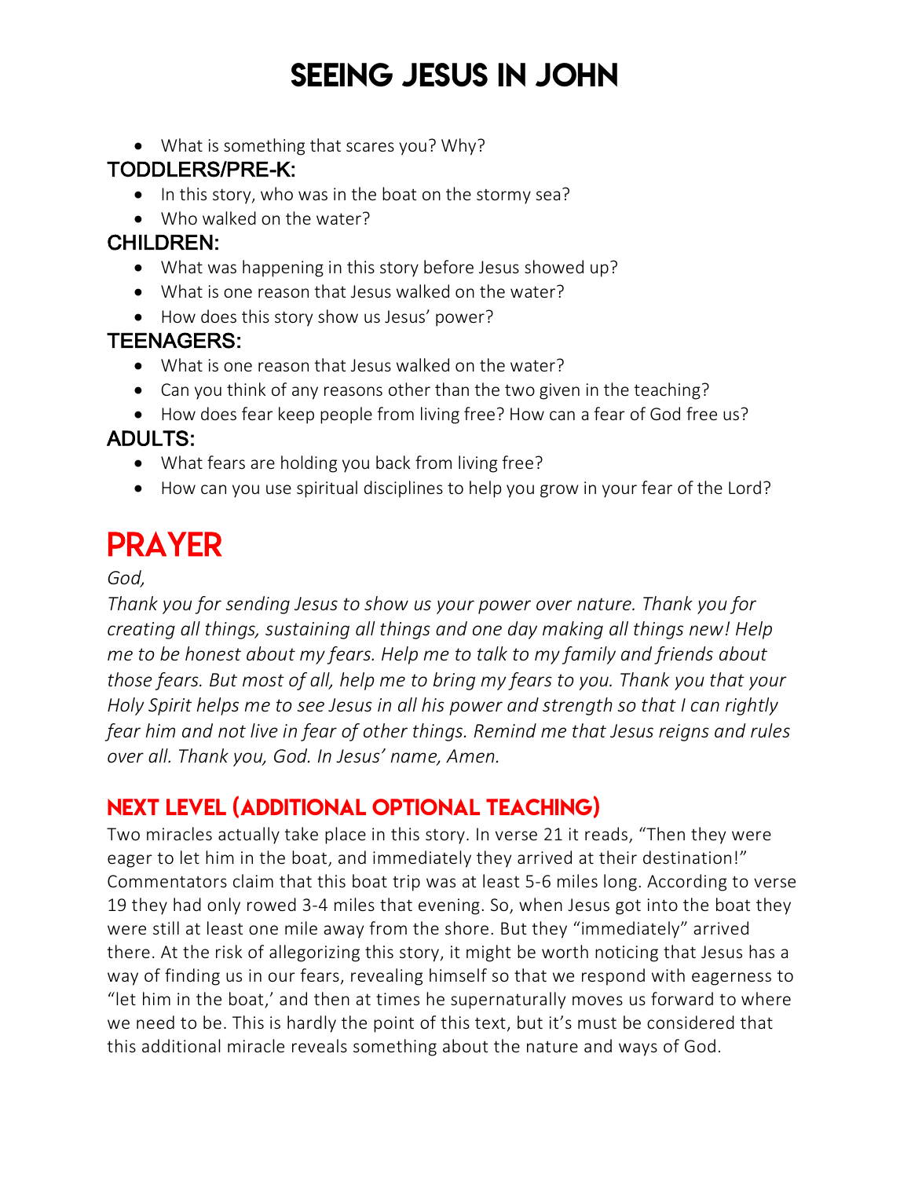# SEEING JESUS IN JOHN

- What is something that scares you? Why?

### TODDLERS/PRE-K:

- In this story, who was in the boat on the stormy sea?
- Who walked on the water?

### CHILDREN:

- What was happening in this story before Jesus showed up?
- What is one reason that Jesus walked on the water?
- How does this story show us Jesus' power?

### TEENAGERS:

- What is one reason that Jesus walked on the water?
- Can you think of any reasons other than the two given in the teaching?
- How does fear keep people from living free? How can a fear of God free us?

### ADULTS:

- What fears are holding you back from living free?
- How can you use spiritual disciplines to help you grow in your fear of the Lord?

# PRAYER

*God,*
*Thank you for sending Jesus to show us your power over nature. Thank you for creating all things, sustaining all things and one day making all things new! Help me to be honest about my fears. Help me to talk to my family and friends about those fears. But most of all, help me to bring my fears to you. Thank you that your Holy Spirit helps me to see Jesus in all his power and strength so that I can rightly fear him and not live in fear of other things. Remind me that Jesus reigns and rules over all. Thank you, God. In Jesus' name, Amen.*

## NEXT LEVEL (ADDITIONAL OPTIONAL TEACHING)

Two miracles actually take place in this story. In verse 21 it reads, "Then they were eager to let him in the boat, and immediately they arrived at their destination!" Commentators claim that this boat trip was at least 5-6 miles long. According to verse 19 they had only rowed 3-4 miles that evening. So, when Jesus got into the boat they were still at least one mile away from the shore. But they "immediately" arrived there. At the risk of allegorizing this story, it might be worth noticing that Jesus has a way of finding us in our fears, revealing himself so that we respond with eagerness to "let him in the boat,' and then at times he supernaturally moves us forward to where we need to be. This is hardly the point of this text, but it's must be considered that this additional miracle reveals something about the nature and ways of God.